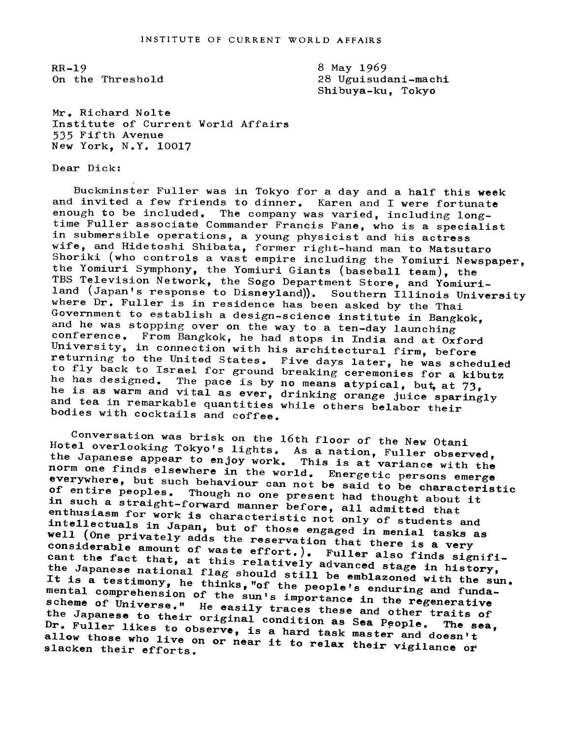INSTITUTE OF CURRENT WORLD AFFAIRS

RR-19
On the Threshold

8 May 1969
28 Uguisudani-machi
Shibuya-ku, Tokyo

Mr. Richard Nolte
Institute of Current World Affairs
535 Fifth Avenue
New York, N.Y. 10017

Dear Dick:

Buckminster Fuller was in Tokyo for a day and a half this week and invited a few friends to dinner. Karen and I were fortunate enough to be included. The company was varied, including long-time Fuller associate Commander Francis Fane, who is a specialist in submersible operations, a young physicist and his actress wife, and Hidetoshi Shibata, former right-hand man to Matsutaro Shoriki (who controls a vast empire including the Yomiuri Newspaper, the Yomiuri Symphony, the Yomiuri Giants (baseball team), the TBS Television Network, the Sogo Department Store, and Yomiuri-land (Japan's response to Disneyland)). Southern Illinois University where Dr. Fuller is in residence has been asked by the Thai Government to establish a design-science institute in Bangkok, and he was stopping over on the way to a ten-day launching conference. From Bangkok, he had stops in India and at Oxford University, in connection with his architectural firm, before returning to the United States. Five days later, he was scheduled to fly back to Israel for ground breaking ceremonies for a kibutz he has designed. The pace is by no means atypical, but, at 73, he is as warm and vital as ever, drinking orange juice sparingly and tea in remarkable quantities while others belabor their bodies with cocktails and coffee.

Conversation was brisk on the 16th floor of the New Otani Hotel overlooking Tokyo's lights. As a nation, Fuller observed, the Japanese appear to enjoy work. This is at variance with the norm one finds elsewhere in the world. Energetic persons emerge everywhere, but such behaviour can not be said to be characteristic of entire peoples. Though no one present had thought about it in such a straight-forward manner before, all admitted that enthusiasm for work is characteristic not only of students and intellectuals in Japan, but of those engaged in menial tasks as well (One privately adds the reservation that there is a very considerable amount of waste effort.). Fuller also finds significant the fact that, at this relatively advanced stage in history, the Japanese national flag should still be emblazoned with the sun. It is a testimony, he thinks, "of the people's enduring and fundamental comprehension of the sun's importance in the regenerative scheme of Universe." He easily traces these and other traits of the Japanese to their original condition as Sea People. The sea, Dr. Fuller likes to observe, is a hard task master and doesn't allow those who live on or near it to relax their vigilance or slacken their efforts.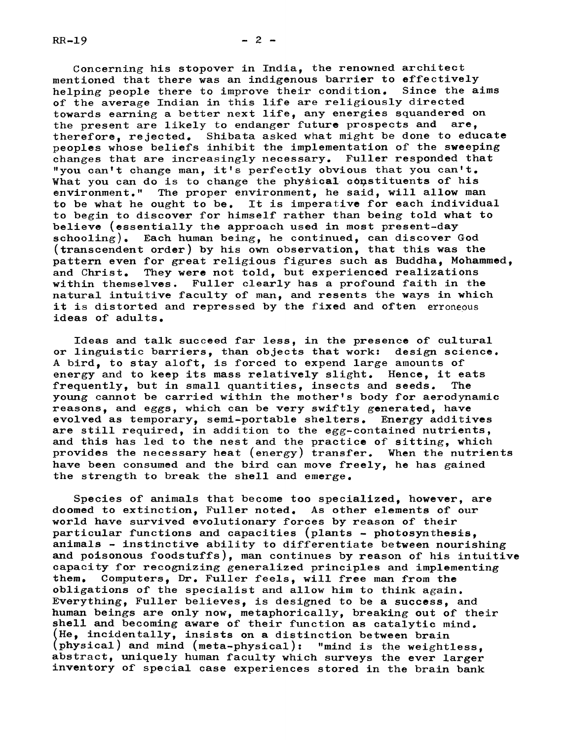Concerning his stopover in India, the renowned architect mentioned that there was an indigenous barrier to effectively helping people there to improve their condition. Since the aims of the average Indian in this life are religiously directed towards earning a better next life, any energies squandered on the present are likely to endanger future prospects and are, therefore, rejected. Shibata asked what might be done to educate peoples whose beliefs inhibit the implementation of the sweeping changes that are increasingly necessary. Fuller responded that "you can't change man, it's perfectly obvious that you can't. What you can do is to change the physical constituents of his environment." The proper environment, he said, will allow man to be what he ought to be. It is imperative for each individual to begin to discover for himself rather than being told what to believe (essentially the approach used in most present-day schooling). Each human being, he continued, can discover God (transcendent order) by his own observation, that this was the pattern even for great religious figures such as Buddha, Mohammed, and Christ. They were not told, but experienced realizations within themselves. Fuller clearly has a profound faith in the natural intuitive faculty of man, and resents the ways in which it is distorted and repressed by the fixed and often erroneous ideas of adults.

Ideas and talk succeed far less, in the presence of cultural or linguistic barriers, than objects that work: design science. A bird, to stay aloft, is forced to expend large amounts of energy and to keep its mass relatively slight. Hence, it eats frequently, but in small quantities, insects and seeds. The young cannot be carried within the mother's body for aerodynamic reasons, and eggs, which can be very swiftly generated, have evolved as temporary, semi-portable shelters. Energy additives are still required, in addition to the egg-contained nutrients, and this has led to the nest and the practice of sitting, which provides the necessary heat (energy) transfer. When the nutrients have been consumed and the bird can move freely, he has gained the strength to break the shell and emerge.

Species of animals that become too specialized, however, are doomed to extinction, Fuller noted. As other elements of our world have survived evolutionary forces by reason of their particular functions and capacities (plants - photosynthesis, animals - instinctive ability to differentiate between nourishing and poisonous foodstuffs), man continues by reason of his intuitive capacity for recognizing generalized principles and implementing them. Computers, Dr. Fuller feels, will free man from the obligations of the specialist and allow him to think again. Everything, Fuller believes, is designed to be a success, and human beings are only now, metaphorically, breaking out of their shell and becoming aware of their function as catalytic mind. (He, incidentally, insists on a distinction between brain (physical) and mind (meta-physical): "mind is the weightless, abstract, uniquely human faculty which surveys the ever larger inventory of special case experiences stored in the brain bank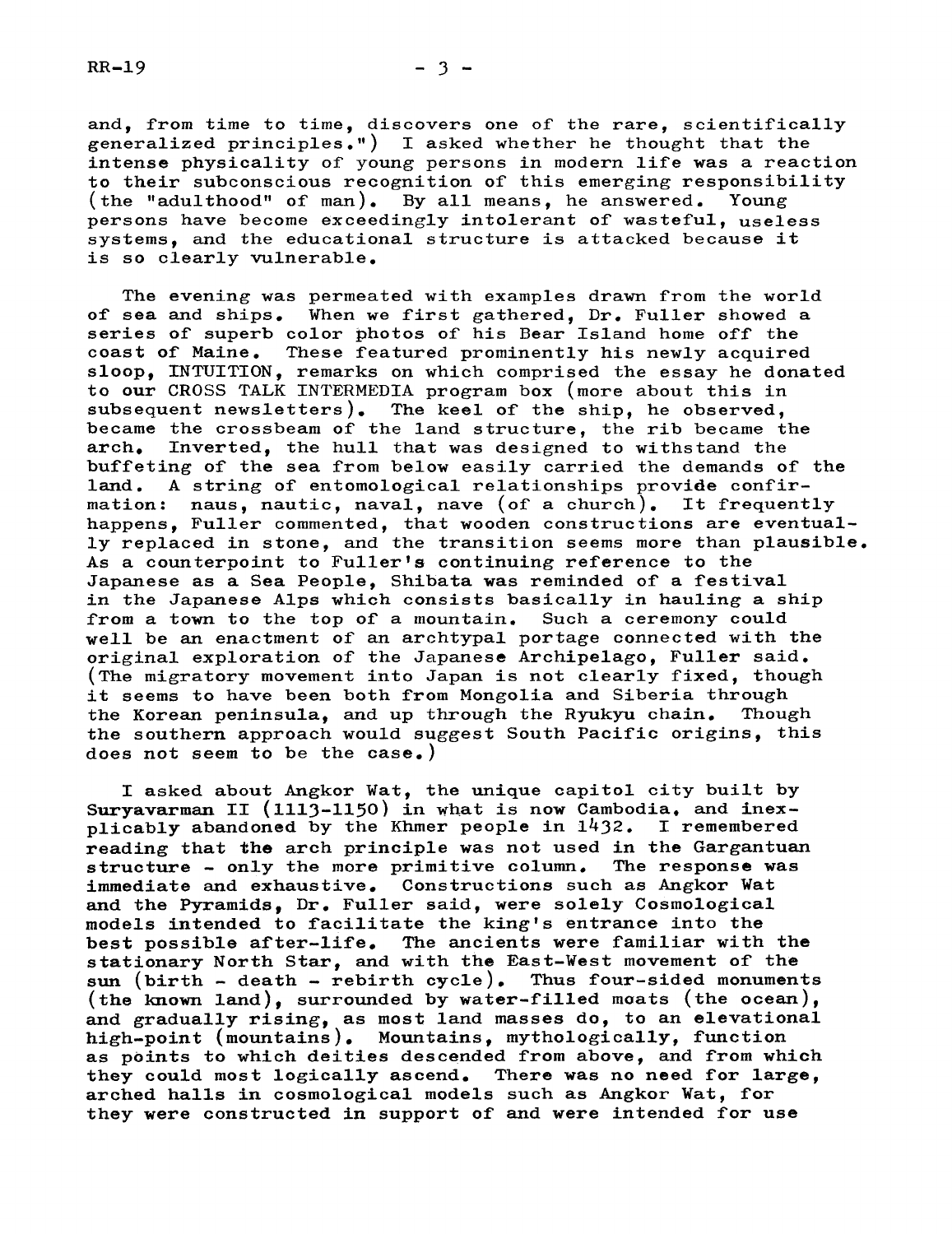and, from time to time, discovers one of the rare, scientifically generalized principles.") I asked whether he thought that the intense physicality of young persons in modern life was a reaction to their subconscious recognition of this emerging responsibility (the "adulthood" of man). By all means, he answered. Young persons have become exceedingly intolerant of wasteful, useless systems, and the educational structure is attacked because it is so clearly vulnerable.

The evening was permeated with examples drawn from the world of sea and ships. When we first gathered, Dr. Fuller showed a series of superb color photos of his Bear Island home off the coast of Maine. These featured prominently his newly acquired sloop, INTUITION, remarks on which comprised the essay he donated to our CROSS TALK INTERMEDIA program box (more about this in subsequent newsletters). The keel of the ship, he observed, became the crossbeam of the land structure, the rib became the arch. Inverted, the hull that was designed to withstand the buffeting of the sea from below easily carried the demands of the land. A string of entomological relationships provide confirmation: naus, nautic, naval, nave (of a church). It frequently happens, Fuller commented, that wooden constructions are eventually replaced in stone, and the transition seems more than plausible. As a counterpoint to Fuller's continuing reference to the Japanese as a Sea People, Shibata was reminded of a festival in the Japanese Alps which consists basically in hauling a ship from a town to the top of a mountain. Such a ceremony could well be an enactment of an archtypal portage connected with the original exploration of the Japanese Archipelago, Fuller said. (The migratory movement into Japan is not clearly fixed, though it seems to have been both from Mongolia and Siberia through the Korean peninsula, and up through the Ryukyu chain. Though the southern approach would suggest South Pacific origins, this does not seem to be the case.)

I asked about Angkor Wat, the unique capitol city built by Suryavarman II (1113-1150) in what is now Cambodia, and inexplicably abandoned by the Khmer people in 1432. I remembered reading that the arch principle was not used in the Gargantuan structure - only the more primitive column. The response was immediate and exhaustive. Constructions such as Angkor Wat and the Pyramids, Dr. Fuller said, were solely Cosmological models intended to facilitate the king's entrance into the best possible after-life. The ancients were familiar with the stationary North Star, and with the East-West movement of the sun (birth - death - rebirth cycle). Thus four-sided monuments (the known land), surrounded by water-filled moats (the ocean), and gradually rising, as most land masses do, to an elevational high-point (mountains). Mountains, mythologically, function as points to which deities descended from above, and from which they could most logically ascend. There was no need for large, arched halls in cosmological models such as Angkor Wat, for they were constructed in support of and were intended for use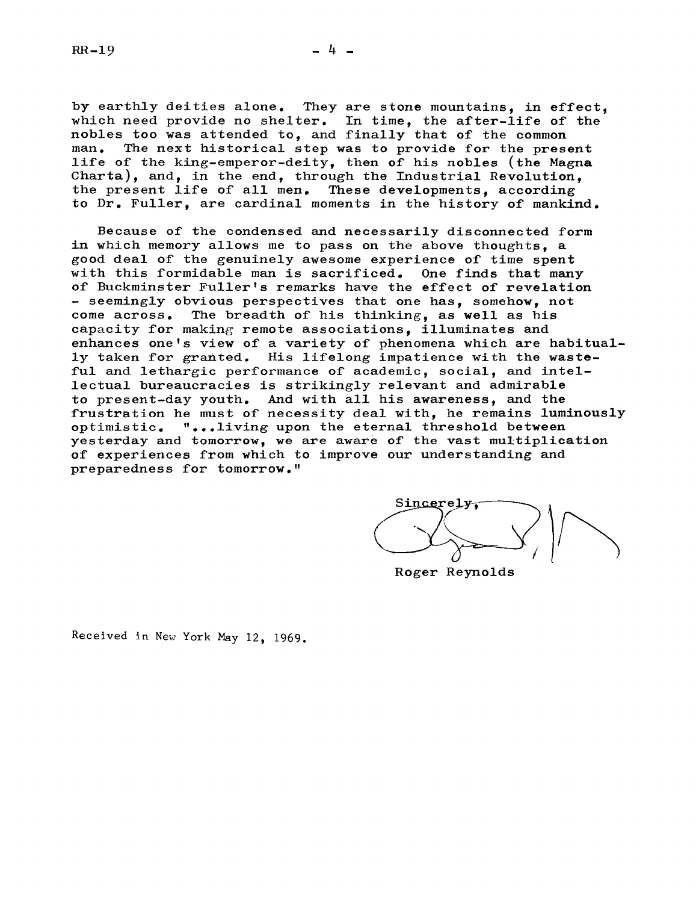by earthly deities alone. They are stone mountains, in effect, which need provide no shelter. In time, the after-life of the nobles too was attended to, and finally that of the common man. The next historical step was to provide for the present life of the king-emperor-deity, then of his nobles (the Magna Charta), and, in the end, through the Industrial Revolution, the present life of all men. These developments, according to Dr. Fuller, are cardinal moments in the history of mankind.

Because of the condensed and necessarily disconnected form in which memory allows me to pass on the above thoughts, a good deal of the genuinely awesome experience of time spent with this formidable man is sacrificed. One finds that many of Buckminster Fuller's remarks have the effect of revelation - seemingly obvious perspectives that one has, somehow, not come across. The breadth of his thinking, as well as his capacity for making remote associations, illuminates and enhances one's view of a variety of phenomena which are habitually taken for granted. His lifelong impatience with the wasteful and lethargic performance of academic, social, and intellectual bureaucracies is strikingly relevant and admirable to present-day youth. And with all his awareness, and the frustration he must of necessity deal with, he remains luminously optimistic. "...living upon the eternal threshold between yesterday and tomorrow, we are aware of the vast multiplication of experiences from which to improve our understanding and preparedness for tomorrow."

Sincerely,

Roger Reynolds

Received in New York May 12, 1969.